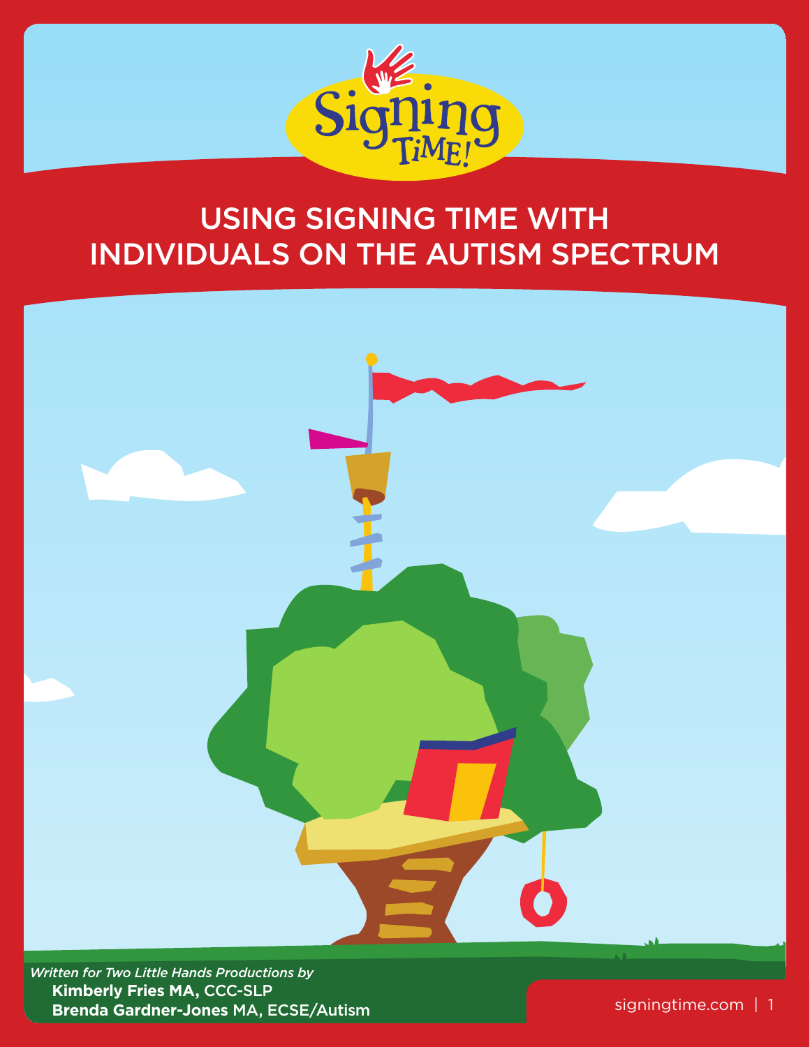Signing Time!

# USING SIGNING TIME WITH INDIVIDUALS ON THE AUTISM SPECTRUM

*Written for Two Little Hands Productions by*

**Kimberly Fries MA,** CCC-SLP

**Brenda Gardner-Jones** MA, ECSE/Autism

signingtime.com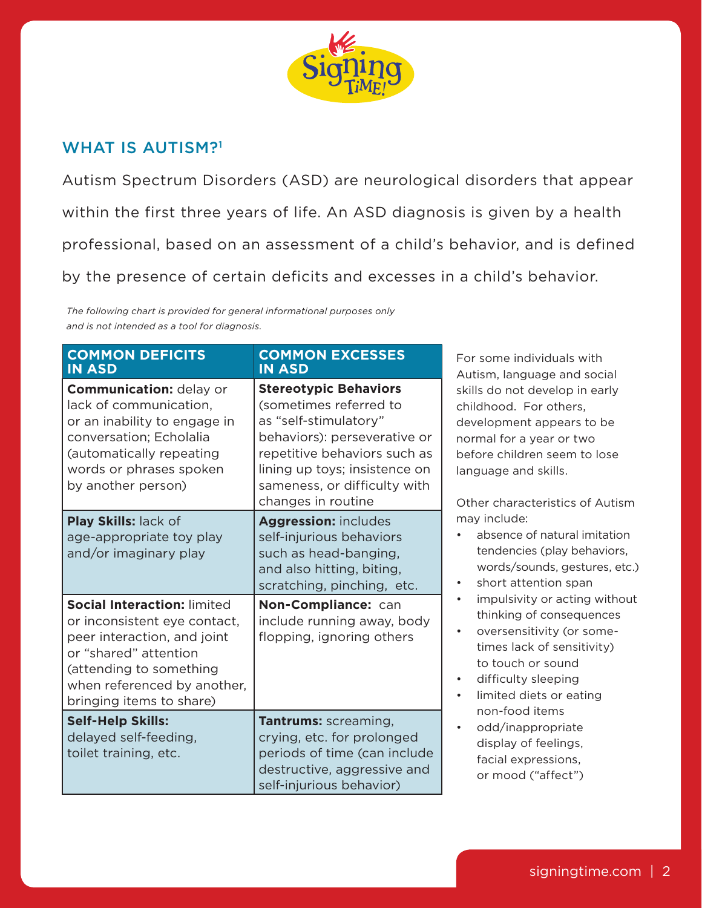## WHAT IS AUTISM?[1]

Autism Spectrum Disorders (ASD) are neurological disorders that appear within the first three years of life. An ASD diagnosis is given by a health professional, based on an assessment of a child's behavior, and is defined by the presence of certain deficits and excesses in a child's behavior.

*The following chart is provided for general informational purposes only and is not intended as a tool for diagnosis.*

| COMMON DEFICITS IN ASD | COMMON EXCESSES IN ASD |
|---|---|
| **Communication:** delay or lack of communication, or an inability to engage in conversation; Echolalia (automatically repeating words or phrases spoken by another person) | **Stereotypic Behaviors** (sometimes referred to as "self-stimulatory" behaviors): perseverative or repetitive behaviors such as lining up toys; insistence on sameness, or difficulty with changes in routine |
| **Play Skills:** lack of age-appropriate toy play and/or imaginary play | **Aggression:** includes self-injurious behaviors such as head-banging, and also hitting, biting, scratching, pinching, etc. |
| **Social Interaction:** limited or inconsistent eye contact, peer interaction, and joint or "shared" attention (attending to something when referenced by another, bringing items to share) | **Non-Compliance:** can include running away, body flopping, ignoring others |
| **Self-Help Skills:** delayed self-feeding, toilet training, etc. | **Tantrums:** screaming, crying, etc. for prolonged periods of time (can include destructive, aggressive and self-injurious behavior) |

For some individuals with Autism, language and social skills do not develop in early childhood. For others, development appears to be normal for a year or two before children seem to lose language and skills.

Other characteristics of Autism may include:

- absence of natural imitation tendencies (play behaviors, words/sounds, gestures, etc.)
- short attention span
- impulsivity or acting without thinking of consequences
- oversensitivity (or sometimes lack of sensitivity) to touch or sound
- difficulty sleeping
- limited diets or eating non-food items
- odd/inappropriate display of feelings, facial expressions, or mood ("affect")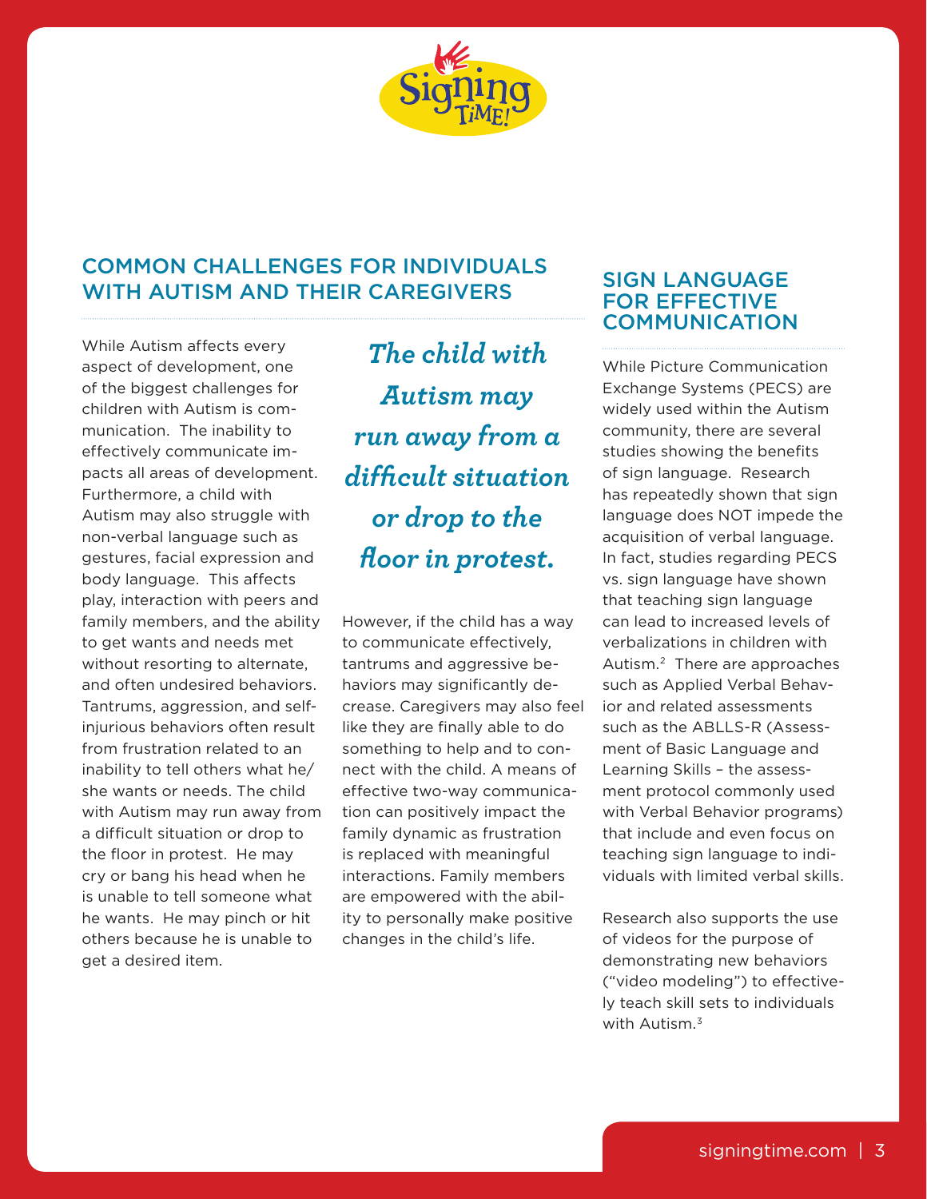## COMMON CHALLENGES FOR INDIVIDUALS WITH AUTISM AND THEIR CAREGIVERS

While Autism affects every aspect of development, one of the biggest challenges for children with Autism is communication. The inability to effectively communicate impacts all areas of development. Furthermore, a child with Autism may also struggle with non-verbal language such as gestures, facial expression and body language. This affects play, interaction with peers and family members, and the ability to get wants and needs met without resorting to alternate, and often undesired behaviors. Tantrums, aggression, and self-injurious behaviors often result from frustration related to an inability to tell others what he/she wants or needs. The child with Autism may run away from a difficult situation or drop to the floor in protest. He may cry or bang his head when he is unable to tell someone what he wants. He may pinch or hit others because he is unable to get a desired item.

***The child with Autism may run away from a difficult situation or drop to the floor in protest.***

However, if the child has a way to communicate effectively, tantrums and aggressive behaviors may significantly decrease. Caregivers may also feel like they are finally able to do something to help and to connect with the child. A means of effective two-way communication can positively impact the family dynamic as frustration is replaced with meaningful interactions. Family members are empowered with the ability to personally make positive changes in the child's life.

## SIGN LANGUAGE FOR EFFECTIVE COMMUNICATION

While Picture Communication Exchange Systems (PECS) are widely used within the Autism community, there are several studies showing the benefits of sign language. Research has repeatedly shown that sign language does NOT impede the acquisition of verbal language. In fact, studies regarding PECS vs. sign language have shown that teaching sign language can lead to increased levels of verbalizations in children with Autism.[2] There are approaches such as Applied Verbal Behavior and related assessments such as the ABLLS-R (Assessment of Basic Language and Learning Skills – the assessment protocol commonly used with Verbal Behavior programs) that include and even focus on teaching sign language to individuals with limited verbal skills.

Research also supports the use of videos for the purpose of demonstrating new behaviors ("video modeling") to effectively teach skill sets to individuals with Autism.[3]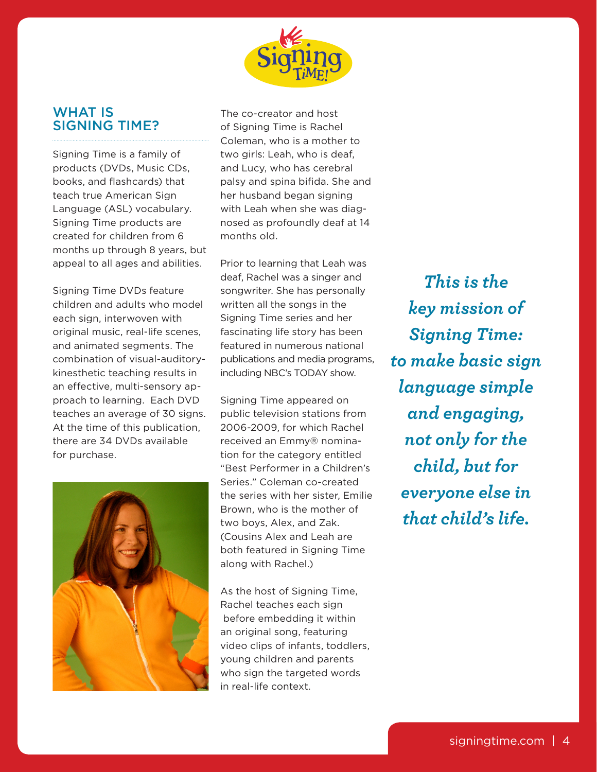## WHAT IS SIGNING TIME?

Signing Time is a family of products (DVDs, Music CDs, books, and flashcards) that teach true American Sign Language (ASL) vocabulary. Signing Time products are created for children from 6 months up through 8 years, but appeal to all ages and abilities.

Signing Time DVDs feature children and adults who model each sign, interwoven with original music, real-life scenes, and animated segments. The combination of visual-auditory-kinesthetic teaching results in an effective, multi-sensory approach to learning. Each DVD teaches an average of 30 signs. At the time of this publication, there are 34 DVDs available for purchase.

The co-creator and host of Signing Time is Rachel Coleman, who is a mother to two girls: Leah, who is deaf, and Lucy, who has cerebral palsy and spina bifida. She and her husband began signing with Leah when she was diagnosed as profoundly deaf at 14 months old.

Prior to learning that Leah was deaf, Rachel was a singer and songwriter. She has personally written all the songs in the Signing Time series and her fascinating life story has been featured in numerous national publications and media programs, including NBC's TODAY show.

Signing Time appeared on public television stations from 2006-2009, for which Rachel received an Emmy® nomination for the category entitled "Best Performer in a Children's Series." Coleman co-created the series with her sister, Emilie Brown, who is the mother of two boys, Alex, and Zak. (Cousins Alex and Leah are both featured in Signing Time along with Rachel.)

As the host of Signing Time, Rachel teaches each sign before embedding it within an original song, featuring video clips of infants, toddlers, young children and parents who sign the targeted words in real-life context.

***This is the key mission of Signing Time: to make basic sign language simple and engaging, not only for the child, but for everyone else in that child's life.***

signingtime.com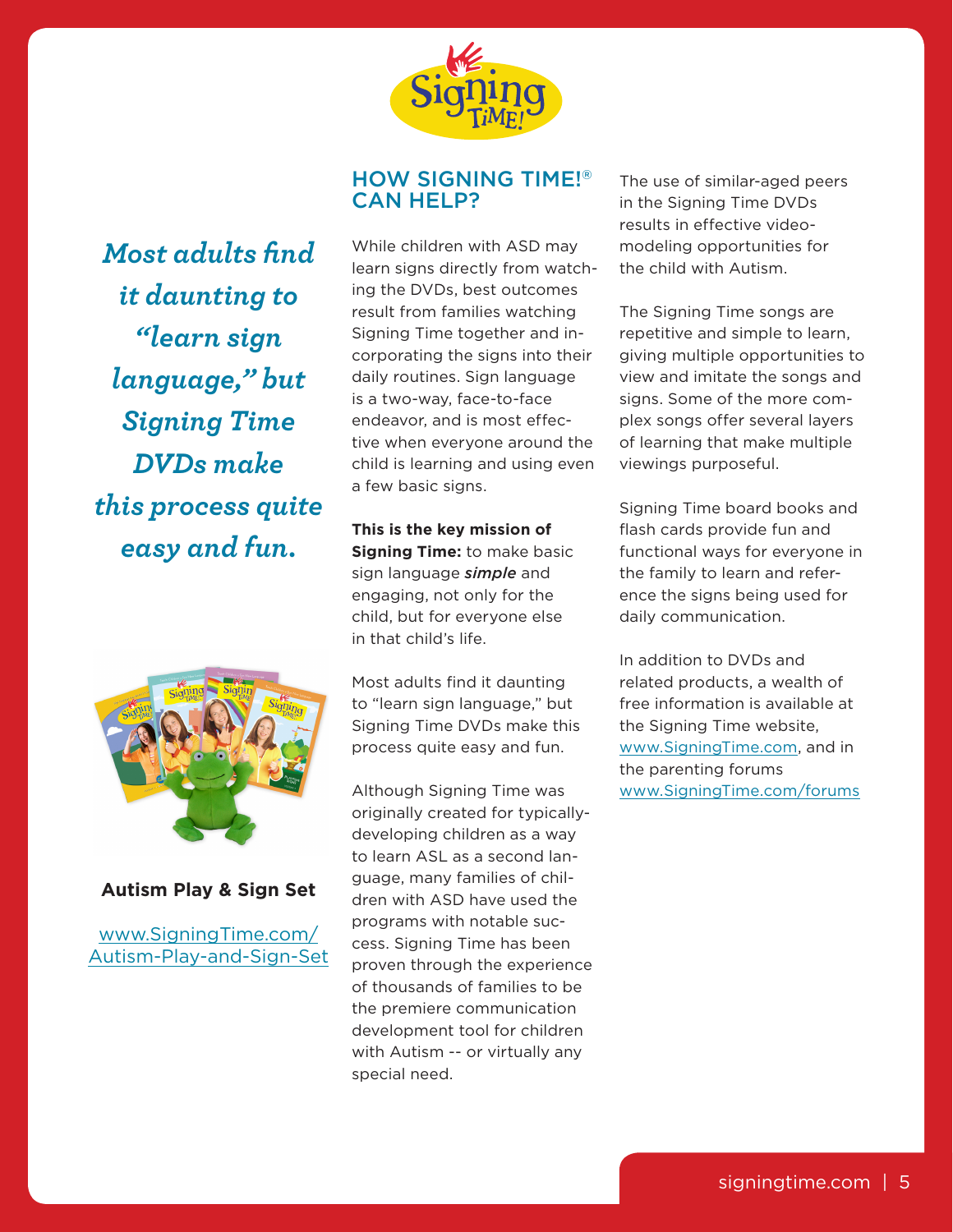*Most adults find it daunting to "learn sign language," but Signing Time DVDs make this process quite easy and fun.*

**Autism Play & Sign Set**

www.SigningTime.com/Autism-Play-and-Sign-Set

## HOW SIGNING TIME!® CAN HELP?

While children with ASD may learn signs directly from watching the DVDs, best outcomes result from families watching Signing Time together and incorporating the signs into their daily routines. Sign language is a two-way, face-to-face endeavor, and is most effective when everyone around the child is learning and using even a few basic signs.

**This is the key mission of Signing Time:** to make basic sign language ***simple*** and engaging, not only for the child, but for everyone else in that child's life.

Most adults find it daunting to "learn sign language," but Signing Time DVDs make this process quite easy and fun.

Although Signing Time was originally created for typically-developing children as a way to learn ASL as a second language, many families of children with ASD have used the programs with notable success. Signing Time has been proven through the experience of thousands of families to be the premiere communication development tool for children with Autism -- or virtually any special need.

The use of similar-aged peers in the Signing Time DVDs results in effective video-modeling opportunities for the child with Autism.

The Signing Time songs are repetitive and simple to learn, giving multiple opportunities to view and imitate the songs and signs. Some of the more complex songs offer several layers of learning that make multiple viewings purposeful.

Signing Time board books and flash cards provide fun and functional ways for everyone in the family to learn and reference the signs being used for daily communication.

In addition to DVDs and related products, a wealth of free information is available at the Signing Time website, www.SigningTime.com, and in the parenting forums www.SigningTime.com/forums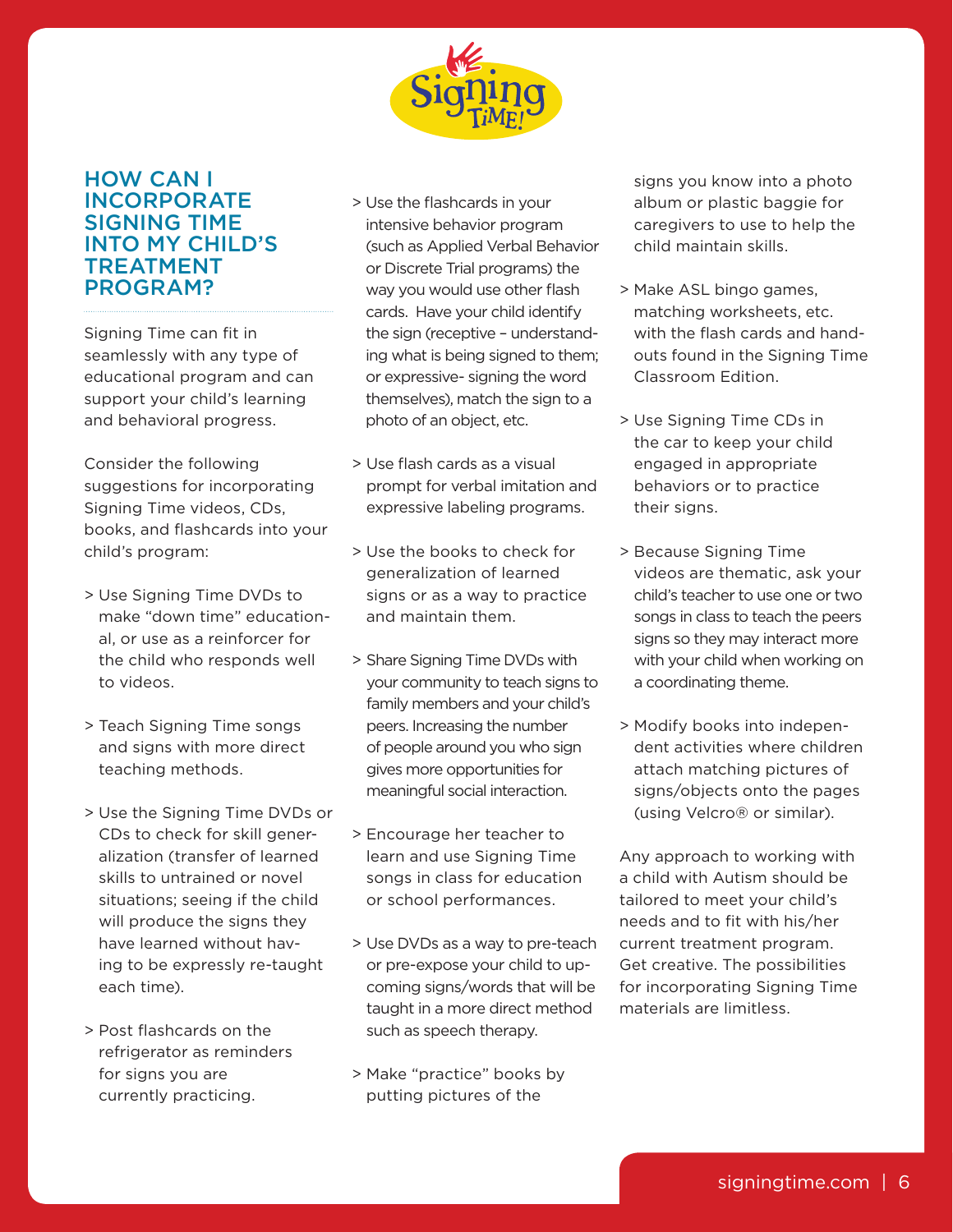## HOW CAN I INCORPORATE SIGNING TIME INTO MY CHILD'S TREATMENT PROGRAM?

Signing Time can fit in seamlessly with any type of educational program and can support your child's learning and behavioral progress.

Consider the following suggestions for incorporating Signing Time videos, CDs, books, and flashcards into your child's program:

> Use Signing Time DVDs to make "down time" educational, or use as a reinforcer for the child who responds well to videos.

> Teach Signing Time songs and signs with more direct teaching methods.

> Use the Signing Time DVDs or CDs to check for skill generalization (transfer of learned skills to untrained or novel situations; seeing if the child will produce the signs they have learned without having to be expressly re-taught each time).

> Post flashcards on the refrigerator as reminders for signs you are currently practicing.

> Use the flashcards in your intensive behavior program (such as Applied Verbal Behavior or Discrete Trial programs) the way you would use other flash cards. Have your child identify the sign (receptive – understanding what is being signed to them; or expressive- signing the word themselves), match the sign to a photo of an object, etc.

> Use flash cards as a visual prompt for verbal imitation and expressive labeling programs.

> Use the books to check for generalization of learned signs or as a way to practice and maintain them.

> Share Signing Time DVDs with your community to teach signs to family members and your child's peers. Increasing the number of people around you who sign gives more opportunities for meaningful social interaction.

> Encourage her teacher to learn and use Signing Time songs in class for education or school performances.

> Use DVDs as a way to pre-teach or pre-expose your child to upcoming signs/words that will be taught in a more direct method such as speech therapy.

> Make "practice" books by putting pictures of the signs you know into a photo album or plastic baggie for caregivers to use to help the child maintain skills.

> Make ASL bingo games, matching worksheets, etc. with the flash cards and handouts found in the Signing Time Classroom Edition.

> Use Signing Time CDs in the car to keep your child engaged in appropriate behaviors or to practice their signs.

> Because Signing Time videos are thematic, ask your child's teacher to use one or two songs in class to teach the peers signs so they may interact more with your child when working on a coordinating theme.

> Modify books into independent activities where children attach matching pictures of signs/objects onto the pages (using Velcro® or similar).

Any approach to working with a child with Autism should be tailored to meet your child's needs and to fit with his/her current treatment program. Get creative. The possibilities for incorporating Signing Time materials are limitless.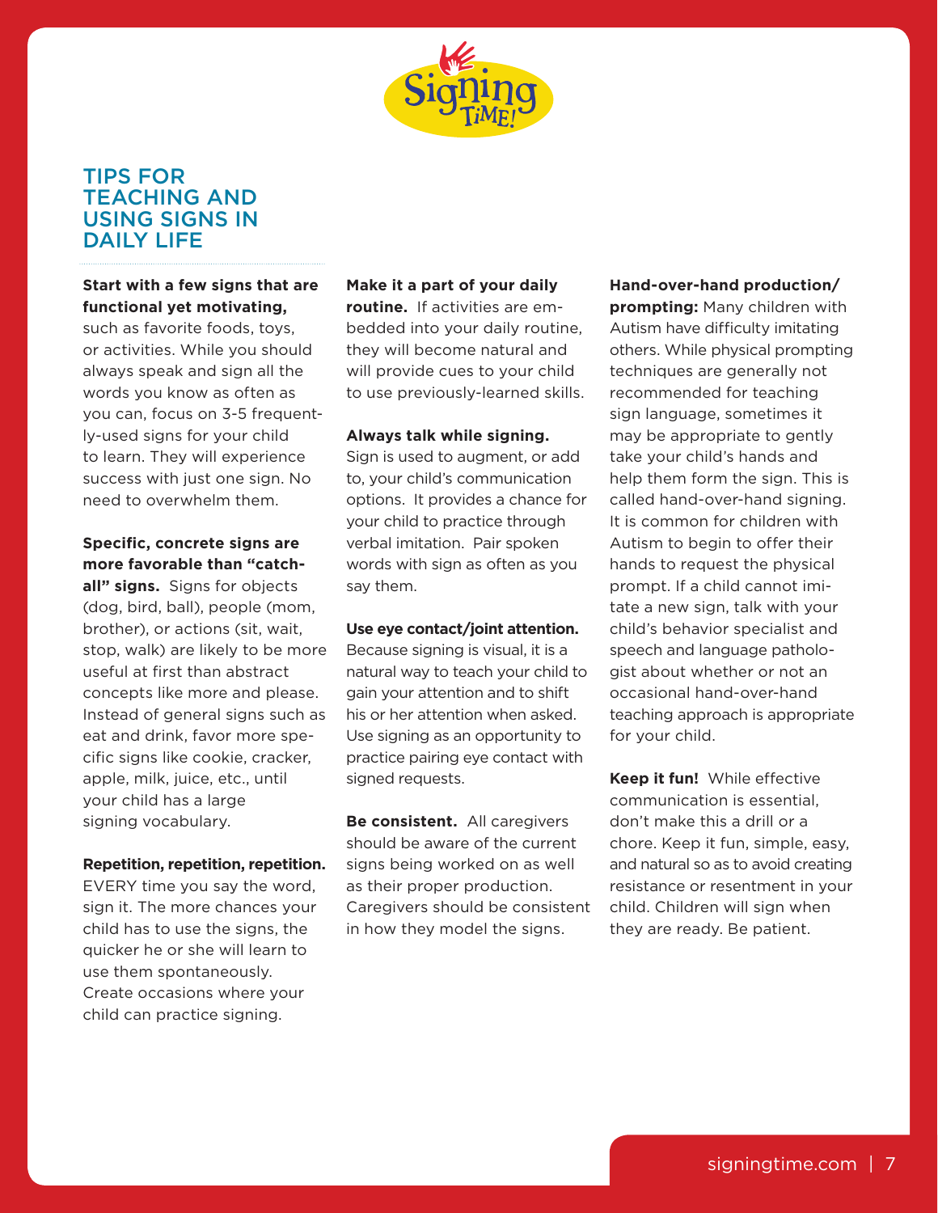# TIPS FOR TEACHING AND USING SIGNS IN DAILY LIFE

**Start with a few signs that are functional yet motivating,** such as favorite foods, toys, or activities. While you should always speak and sign all the words you know as often as you can, focus on 3-5 frequently-used signs for your child to learn. They will experience success with just one sign. No need to overwhelm them.

**Specific, concrete signs are more favorable than "catch-all" signs.** Signs for objects (dog, bird, ball), people (mom, brother), or actions (sit, wait, stop, walk) are likely to be more useful at first than abstract concepts like more and please. Instead of general signs such as eat and drink, favor more specific signs like cookie, cracker, apple, milk, juice, etc., until your child has a large signing vocabulary.

**Repetition, repetition, repetition.** EVERY time you say the word, sign it. The more chances your child has to use the signs, the quicker he or she will learn to use them spontaneously. Create occasions where your child can practice signing.

**Make it a part of your daily routine.** If activities are embedded into your daily routine, they will become natural and will provide cues to your child to use previously-learned skills.

**Always talk while signing.** Sign is used to augment, or add to, your child's communication options. It provides a chance for your child to practice through verbal imitation. Pair spoken words with sign as often as you say them.

**Use eye contact/joint attention.** Because signing is visual, it is a natural way to teach your child to gain your attention and to shift his or her attention when asked. Use signing as an opportunity to practice pairing eye contact with signed requests.

**Be consistent.** All caregivers should be aware of the current signs being worked on as well as their proper production. Caregivers should be consistent in how they model the signs.

**Hand-over-hand production/prompting:** Many children with Autism have difficulty imitating others. While physical prompting techniques are generally not recommended for teaching sign language, sometimes it may be appropriate to gently take your child's hands and help them form the sign. This is called hand-over-hand signing. It is common for children with Autism to begin to offer their hands to request the physical prompt. If a child cannot imitate a new sign, talk with your child's behavior specialist and speech and language pathologist about whether or not an occasional hand-over-hand teaching approach is appropriate for your child.

**Keep it fun!** While effective communication is essential, don't make this a drill or a chore. Keep it fun, simple, easy, and natural so as to avoid creating resistance or resentment in your child. Children will sign when they are ready. Be patient.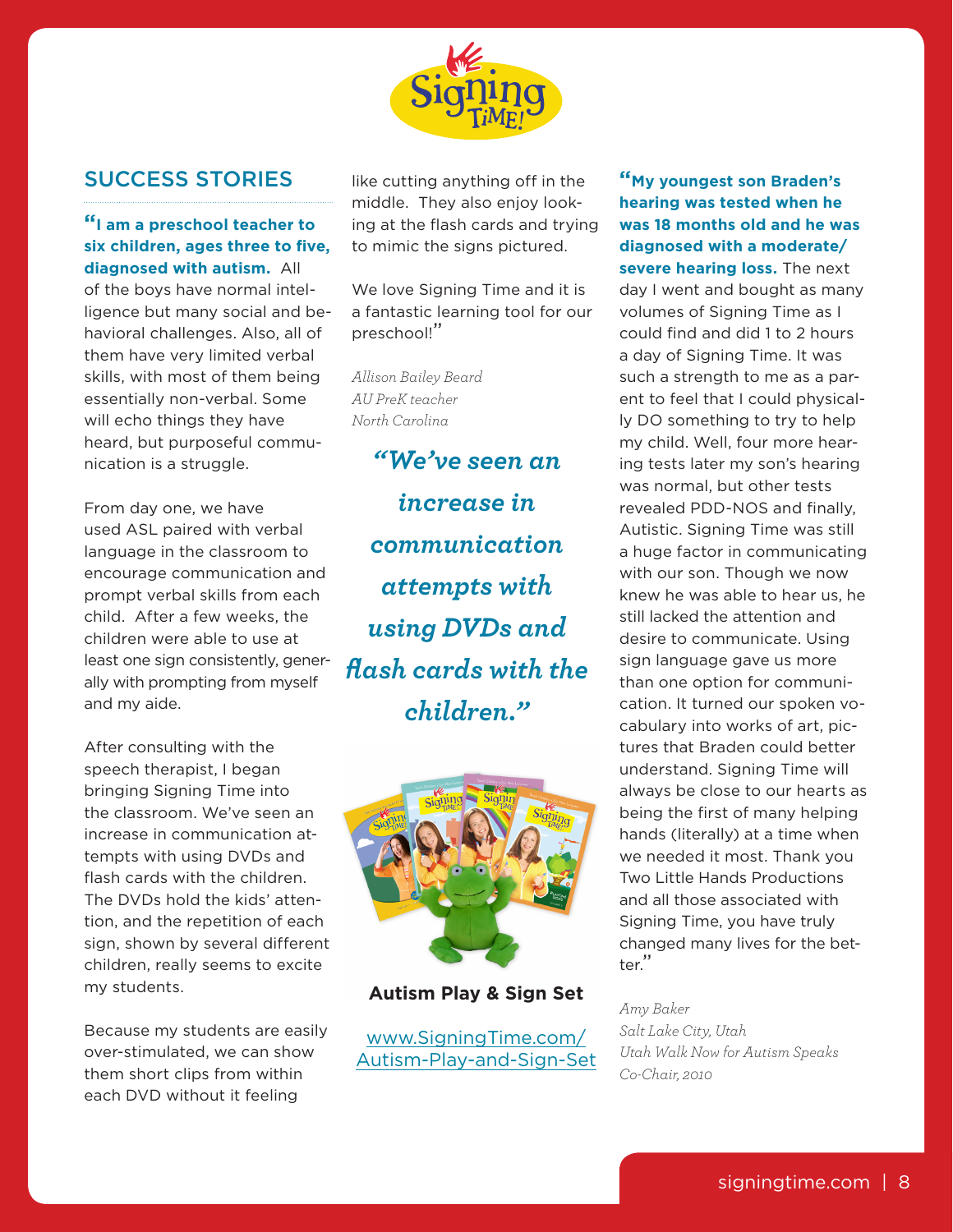## SUCCESS STORIES

**"I am a preschool teacher to six children, ages three to five, diagnosed with autism.** All of the boys have normal intelligence but many social and behavioral challenges. Also, all of them have very limited verbal skills, with most of them being essentially non-verbal. Some will echo things they have heard, but purposeful communication is a struggle.

From day one, we have used ASL paired with verbal language in the classroom to encourage communication and prompt verbal skills from each child. After a few weeks, the children were able to use at least one sign consistently, generally with prompting from myself and my aide.

After consulting with the speech therapist, I began bringing Signing Time into the classroom. We've seen an increase in communication attempts with using DVDs and flash cards with the children. The DVDs hold the kids' attention, and the repetition of each sign, shown by several different children, really seems to excite my students.

Because my students are easily over-stimulated, we can show them short clips from within each DVD without it feeling like cutting anything off in the middle. They also enjoy looking at the flash cards and trying to mimic the signs pictured.

We love Signing Time and it is a fantastic learning tool for our preschool!"

*Allison Bailey Beard*
*AU PreK teacher*
*North Carolina*

> ***"We've seen an increase in communication attempts with using DVDs and flash cards with the children."***

**Autism Play & Sign Set**

www.SigningTime.com/Autism-Play-and-Sign-Set

**"My youngest son Braden's hearing was tested when he was 18 months old and he was diagnosed with a moderate/severe hearing loss.** The next day I went and bought as many volumes of Signing Time as I could find and did 1 to 2 hours a day of Signing Time. It was such a strength to me as a parent to feel that I could physically DO something to try to help my child. Well, four more hearing tests later my son's hearing was normal, but other tests revealed PDD-NOS and finally, Autistic. Signing Time was still a huge factor in communicating with our son. Though we now knew he was able to hear us, he still lacked the attention and desire to communicate. Using sign language gave us more than one option for communication. It turned our spoken vocabulary into works of art, pictures that Braden could better understand. Signing Time will always be close to our hearts as being the first of many helping hands (literally) at a time when we needed it most. Thank you Two Little Hands Productions and all those associated with Signing Time, you have truly changed many lives for the better."

*Amy Baker*
*Salt Lake City, Utah*
*Utah Walk Now for Autism Speaks Co-Chair, 2010*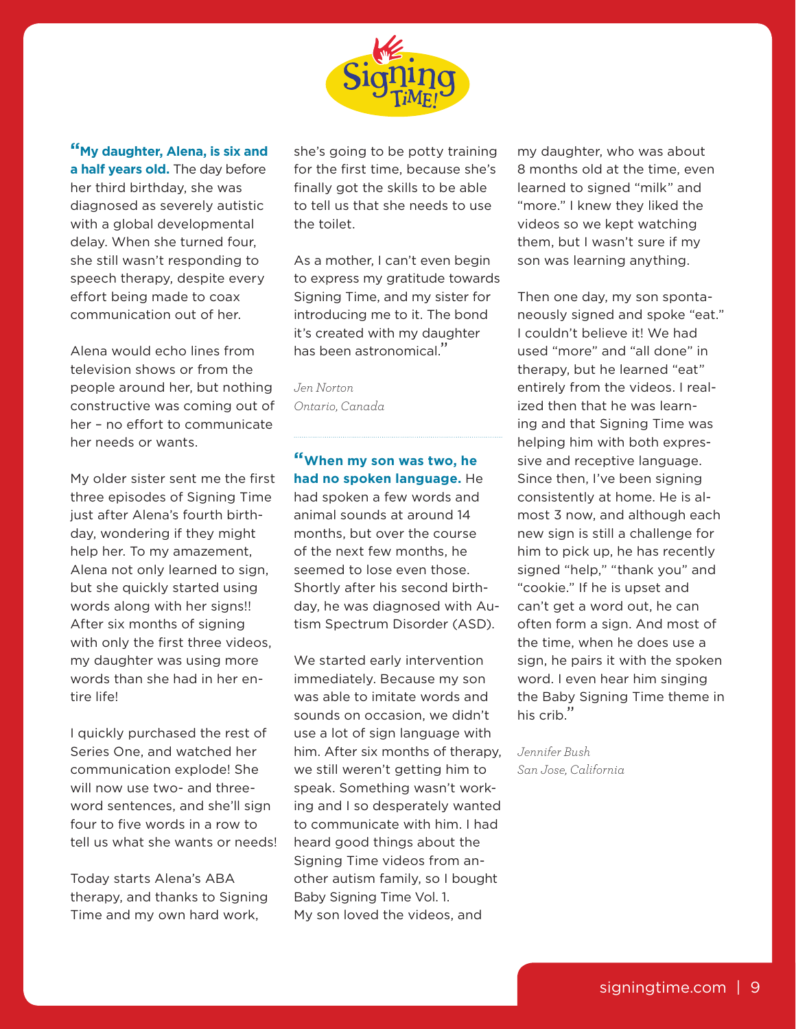"**My daughter, Alena, is six and a half years old.** The day before her third birthday, she was diagnosed as severely autistic with a global developmental delay. When she turned four, she still wasn't responding to speech therapy, despite every effort being made to coax communication out of her.

Alena would echo lines from television shows or from the people around her, but nothing constructive was coming out of her – no effort to communicate her needs or wants.

My older sister sent me the first three episodes of Signing Time just after Alena's fourth birthday, wondering if they might help her. To my amazement, Alena not only learned to sign, but she quickly started using words along with her signs!! After six months of signing with only the first three videos, my daughter was using more words than she had in her entire life!

I quickly purchased the rest of Series One, and watched her communication explode! She will now use two- and three-word sentences, and she'll sign four to five words in a row to tell us what she wants or needs!

Today starts Alena's ABA therapy, and thanks to Signing Time and my own hard work, she's going to be potty training for the first time, because she's finally got the skills to be able to tell us that she needs to use the toilet.

As a mother, I can't even begin to express my gratitude towards Signing Time, and my sister for introducing me to it. The bond it's created with my daughter has been astronomical."

*Jen Norton*
*Ontario, Canada*

---

"**When my son was two, he had no spoken language.** He had spoken a few words and animal sounds at around 14 months, but over the course of the next few months, he seemed to lose even those. Shortly after his second birthday, he was diagnosed with Autism Spectrum Disorder (ASD).

We started early intervention immediately. Because my son was able to imitate words and sounds on occasion, we didn't use a lot of sign language with him. After six months of therapy, we still weren't getting him to speak. Something wasn't working and I so desperately wanted to communicate with him. I had heard good things about the Signing Time videos from another autism family, so I bought Baby Signing Time Vol. 1. My son loved the videos, and my daughter, who was about 8 months old at the time, even learned to signed "milk" and "more." I knew they liked the videos so we kept watching them, but I wasn't sure if my son was learning anything.

Then one day, my son spontaneously signed and spoke "eat." I couldn't believe it! We had used "more" and "all done" in therapy, but he learned "eat" entirely from the videos. I realized then that he was learning and that Signing Time was helping him with both expressive and receptive language. Since then, I've been signing consistently at home. He is almost 3 now, and although each new sign is still a challenge for him to pick up, he has recently signed "help," "thank you" and "cookie." If he is upset and can't get a word out, he can often form a sign. And most of the time, when he does use a sign, he pairs it with the spoken word. I even hear him singing the Baby Signing Time theme in his crib."

*Jennifer Bush*
*San Jose, California*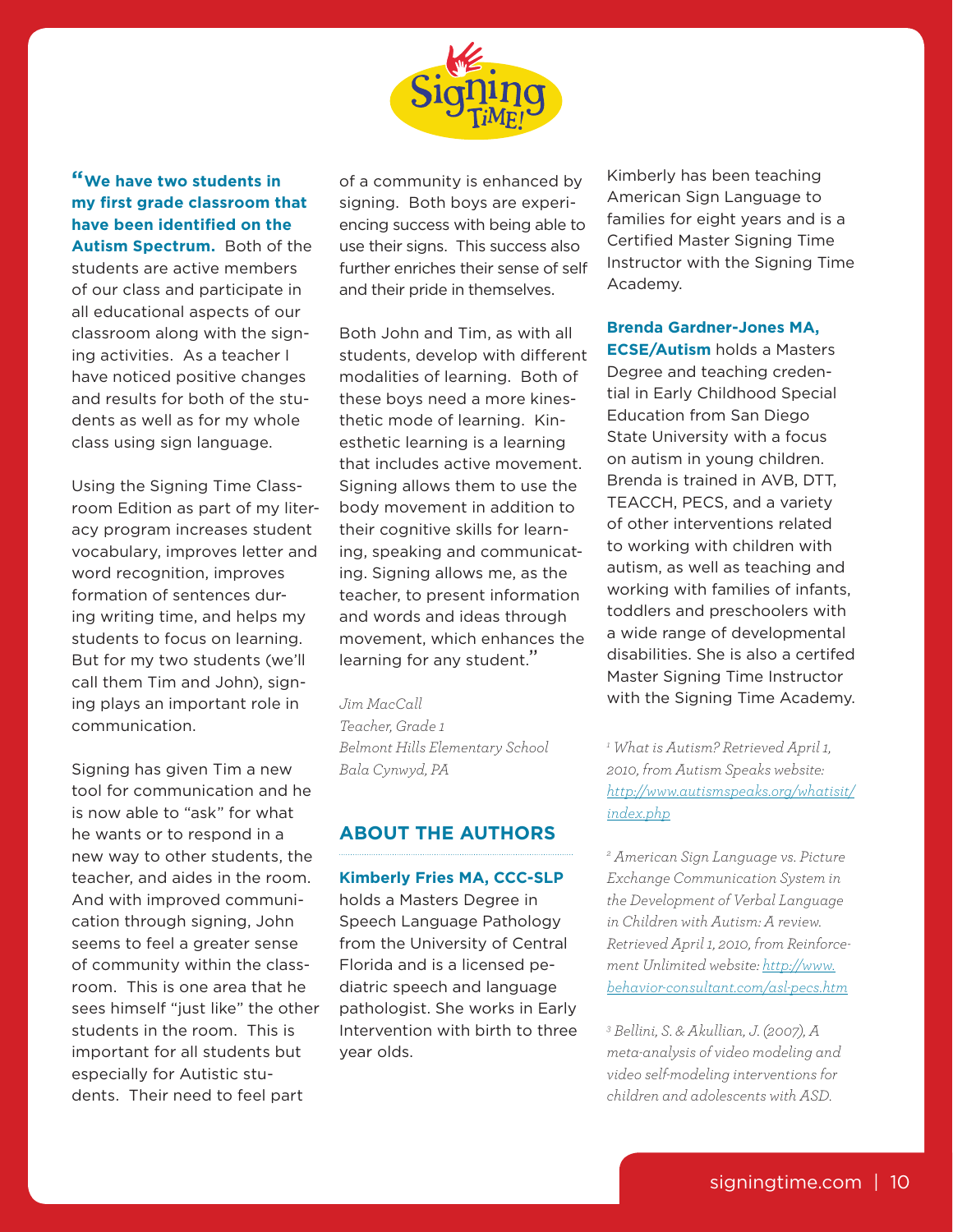"**We have two students in my first grade classroom that have been identified on the Autism Spectrum.** Both of the students are active members of our class and participate in all educational aspects of our classroom along with the signing activities. As a teacher I have noticed positive changes and results for both of the students as well as for my whole class using sign language.

Using the Signing Time Classroom Edition as part of my literacy program increases student vocabulary, improves letter and word recognition, improves formation of sentences during writing time, and helps my students to focus on learning. But for my two students (we'll call them Tim and John), signing plays an important role in communication.

Signing has given Tim a new tool for communication and he is now able to "ask" for what he wants or to respond in a new way to other students, the teacher, and aides in the room. And with improved communication through signing, John seems to feel a greater sense of community within the classroom. This is one area that he sees himself "just like" the other students in the room. This is important for all students but especially for Autistic students. Their need to feel part of a community is enhanced by signing. Both boys are experiencing success with being able to use their signs. This success also further enriches their sense of self and their pride in themselves.

Both John and Tim, as with all students, develop with different modalities of learning. Both of these boys need a more kinesthetic mode of learning. Kinesthetic learning is a learning that includes active movement. Signing allows them to use the body movement in addition to their cognitive skills for learning, speaking and communicating. Signing allows me, as the teacher, to present information and words and ideas through movement, which enhances the learning for any student."

*Jim MacCall*
*Teacher, Grade 1*
*Belmont Hills Elementary School*
*Bala Cynwyd, PA*

## ABOUT THE AUTHORS

**Kimberly Fries MA, CCC-SLP** holds a Masters Degree in Speech Language Pathology from the University of Central Florida and is a licensed pediatric speech and language pathologist. She works in Early Intervention with birth to three year olds. Kimberly has been teaching American Sign Language to families for eight years and is a Certified Master Signing Time Instructor with the Signing Time Academy.

**Brenda Gardner-Jones MA, ECSE/Autism** holds a Masters Degree and teaching credential in Early Childhood Special Education from San Diego State University with a focus on autism in young children. Brenda is trained in AVB, DTT, TEACCH, PECS, and a variety of other interventions related to working with children with autism, as well as teaching and working with families of infants, toddlers and preschoolers with a wide range of developmental disabilities. She is also a certifed Master Signing Time Instructor with the Signing Time Academy.

[1] *What is Autism? Retrieved April 1, 2010, from Autism Speaks website: http://www.autismspeaks.org/whatisit/index.php*

[2] *American Sign Language vs. Picture Exchange Communication System in the Development of Verbal Language in Children with Autism: A review. Retrieved April 1, 2010, from Reinforcement Unlimited website: http://www.behavior-consultant.com/asl-pecs.htm*

[3] *Bellini, S. & Akullian, J. (2007), A meta-analysis of video modeling and video self-modeling interventions for children and adolescents with ASD.*